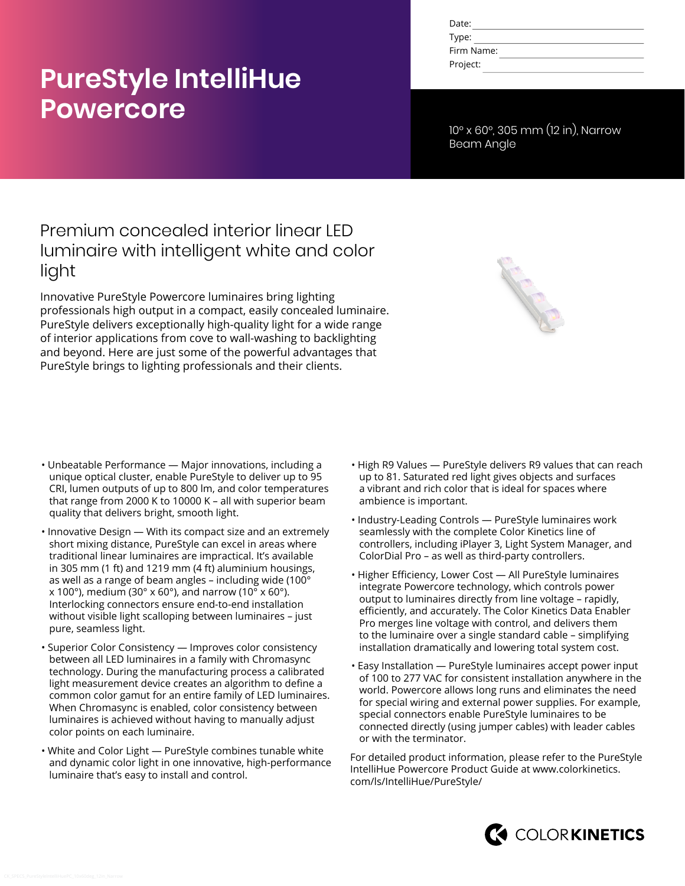# PureStyle IntelliHue Powercore

Date: \_\_\_\_\_\_\_\_\_\_\_\_\_\_\_\_
Type: \_\_\_\_\_\_\_\_\_\_\_\_\_\_\_\_
Firm Name: \_\_\_\_\_\_\_\_\_\_\_\_\_\_\_\_
Project: \_\_\_\_\_\_\_\_\_\_\_\_\_\_\_\_

10° x 60°, 305 mm (12 in), Narrow Beam Angle

## Premium concealed interior linear LED luminaire with intelligent white and color light

Innovative PureStyle Powercore luminaires bring lighting professionals high output in a compact, easily concealed luminaire. PureStyle delivers exceptionally high-quality light for a wide range of interior applications from cove to wall-washing to backlighting and beyond. Here are just some of the powerful advantages that PureStyle brings to lighting professionals and their clients.

- Unbeatable Performance — Major innovations, including a unique optical cluster, enable PureStyle to deliver up to 95 CRI, lumen outputs of up to 800 lm, and color temperatures that range from 2000 K to 10000 K – all with superior beam quality that delivers bright, smooth light.
- Innovative Design — With its compact size and an extremely short mixing distance, PureStyle can excel in areas where traditional linear luminaires are impractical. It's available in 305 mm (1 ft) and 1219 mm (4 ft) aluminium housings, as well as a range of beam angles – including wide (100° x 100°), medium (30° x 60°), and narrow (10° x 60°). Interlocking connectors ensure end-to-end installation without visible light scalloping between luminaires – just pure, seamless light.
- Superior Color Consistency — Improves color consistency between all LED luminaires in a family with Chromasync technology. During the manufacturing process a calibrated light measurement device creates an algorithm to define a common color gamut for an entire family of LED luminaires. When Chromasync is enabled, color consistency between luminaires is achieved without having to manually adjust color points on each luminaire.
- White and Color Light — PureStyle combines tunable white and dynamic color light in one innovative, high-performance luminaire that's easy to install and control.
- High R9 Values — PureStyle delivers R9 values that can reach up to 81. Saturated red light gives objects and surfaces a vibrant and rich color that is ideal for spaces where ambience is important.
- Industry-Leading Controls — PureStyle luminaires work seamlessly with the complete Color Kinetics line of controllers, including iPlayer 3, Light System Manager, and ColorDial Pro – as well as third-party controllers.
- Higher Efficiency, Lower Cost — All PureStyle luminaires integrate Powercore technology, which controls power output to luminaires directly from line voltage – rapidly, efficiently, and accurately. The Color Kinetics Data Enabler Pro merges line voltage with control, and delivers them to the luminaire over a single standard cable – simplifying installation dramatically and lowering total system cost.
- Easy Installation — PureStyle luminaires accept power input of 100 to 277 VAC for consistent installation anywhere in the world. Powercore allows long runs and eliminates the need for special wiring and external power supplies. For example, special connectors enable PureStyle luminaires to be connected directly (using jumper cables) with leader cables or with the terminator.

For detailed product information, please refer to the PureStyle IntelliHue Powercore Product Guide at www.colorkinetics.com/ls/IntelliHue/PureStyle/

COLORKINETICS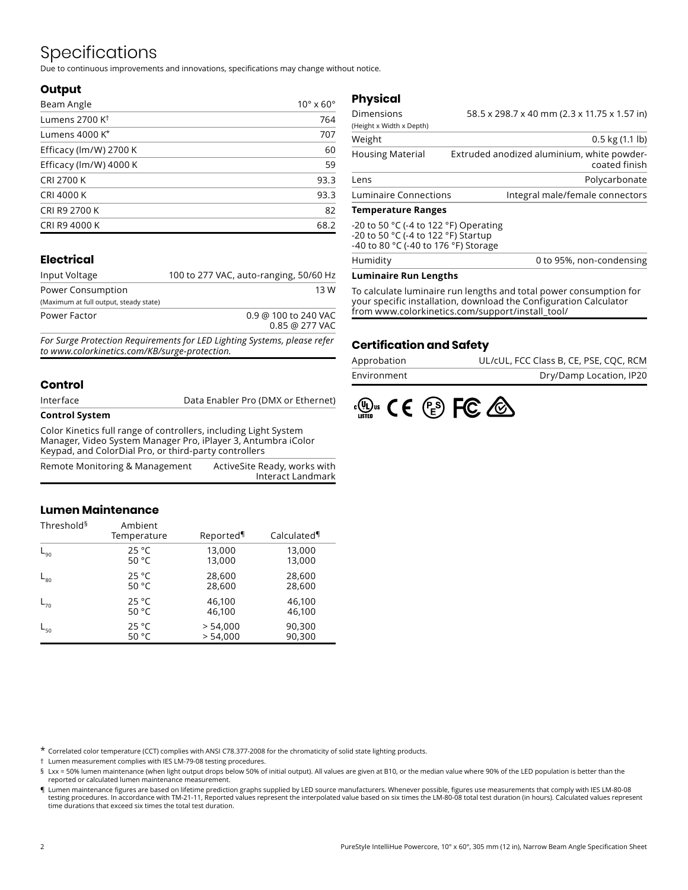# Specifications

Due to continuous improvements and innovations, specifications may change without notice.

## Output

| | |
|---|---|
| Beam Angle | 10° x 60° |
| Lumens 2700 K† | 764 |
| Lumens 4000 K* | 707 |
| Efficacy (lm/W) 2700 K | 60 |
| Efficacy (lm/W) 4000 K | 59 |
| CRI 2700 K | 93.3 |
| CRI 4000 K | 93.3 |
| CRI R9 2700 K | 82 |
| CRI R9 4000 K | 68.2 |

## Electrical

| | |
|---|---|
| Input Voltage | 100 to 277 VAC, auto-ranging, 50/60 Hz |
| Power Consumption (Maximum at full output, steady state) | 13 W |
| Power Factor | 0.9 @ 100 to 240 VAC<br>0.85 @ 277 VAC |

*For Surge Protection Requirements for LED Lighting Systems, please refer to www.colorkinetics.com/KB/surge-protection.*

## Control

| | |
|---|---|
| Interface | Data Enabler Pro (DMX or Ethernet) |

**Control System**

Color Kinetics full range of controllers, including Light System Manager, Video System Manager Pro, iPlayer 3, Antumbra iColor Keypad, and ColorDial Pro, or third-party controllers

| | |
|---|---|
| Remote Monitoring & Management | ActiveSite Ready, works with Interact Landmark |

## Lumen Maintenance

| Threshold§ | Ambient Temperature | Reported¶ | Calculated¶ |
|---|---|---|---|
| $L_{90}$ | 25 °C<br>50 °C | 13,000<br>13,000 | 13,000<br>13,000 |
| $L_{80}$ | 25 °C<br>50 °C | 28,600<br>28,600 | 28,600<br>28,600 |
| $L_{70}$ | 25 °C<br>50 °C | 46,100<br>46,100 | 46,100<br>46,100 |
| $L_{50}$ | 25 °C<br>50 °C | > 54,000<br>> 54,000 | 90,300<br>90,300 |

## Physical

| | |
|---|---|
| Dimensions (Height x Width x Depth) | 58.5 x 298.7 x 40 mm (2.3 x 11.75 x 1.57 in) |
| Weight | 0.5 kg (1.1 lb) |
| Housing Material | Extruded anodized aluminium, white powder-coated finish |
| Lens | Polycarbonate |
| Luminaire Connections | Integral male/female connectors |

**Temperature Ranges**

-20 to 50 °C (-4 to 122 °F) Operating
-20 to 50 °C (-4 to 122 °F) Startup
-40 to 80 °C (-40 to 176 °F) Storage

| | |
|---|---|
| Humidity | 0 to 95%, non-condensing |

**Luminaire Run Lengths**

To calculate luminaire run lengths and total power consumption for your specific installation, download the Configuration Calculator from www.colorkinetics.com/support/install_tool/

## Certification and Safety

| | |
|---|---|
| Approbation | UL/cUL, FCC Class B, CE, PSE, CQC, RCM |
| Environment | Dry/Damp Location, IP20 |

\* Correlated color temperature (CCT) complies with ANSI C78.377-2008 for the chromaticity of solid state lighting products.

† Lumen measurement complies with IES LM-79-08 testing procedures.

§ Lxx = 50% lumen maintenance (when light output drops below 50% of initial output). All values are given at B10, or the median value where 90% of the LED population is better than the reported or calculated lumen maintenance measurement.

¶ Lumen maintenance figures are based on lifetime prediction graphs supplied by LED source manufacturers. Whenever possible, figures use measurements that comply with IES LM-80-08 testing procedures. In accordance with TM-21-11, Reported values represent the interpolated value based on six times the LM-80-08 total test duration (in hours). Calculated values represent time durations that exceed six times the total test duration.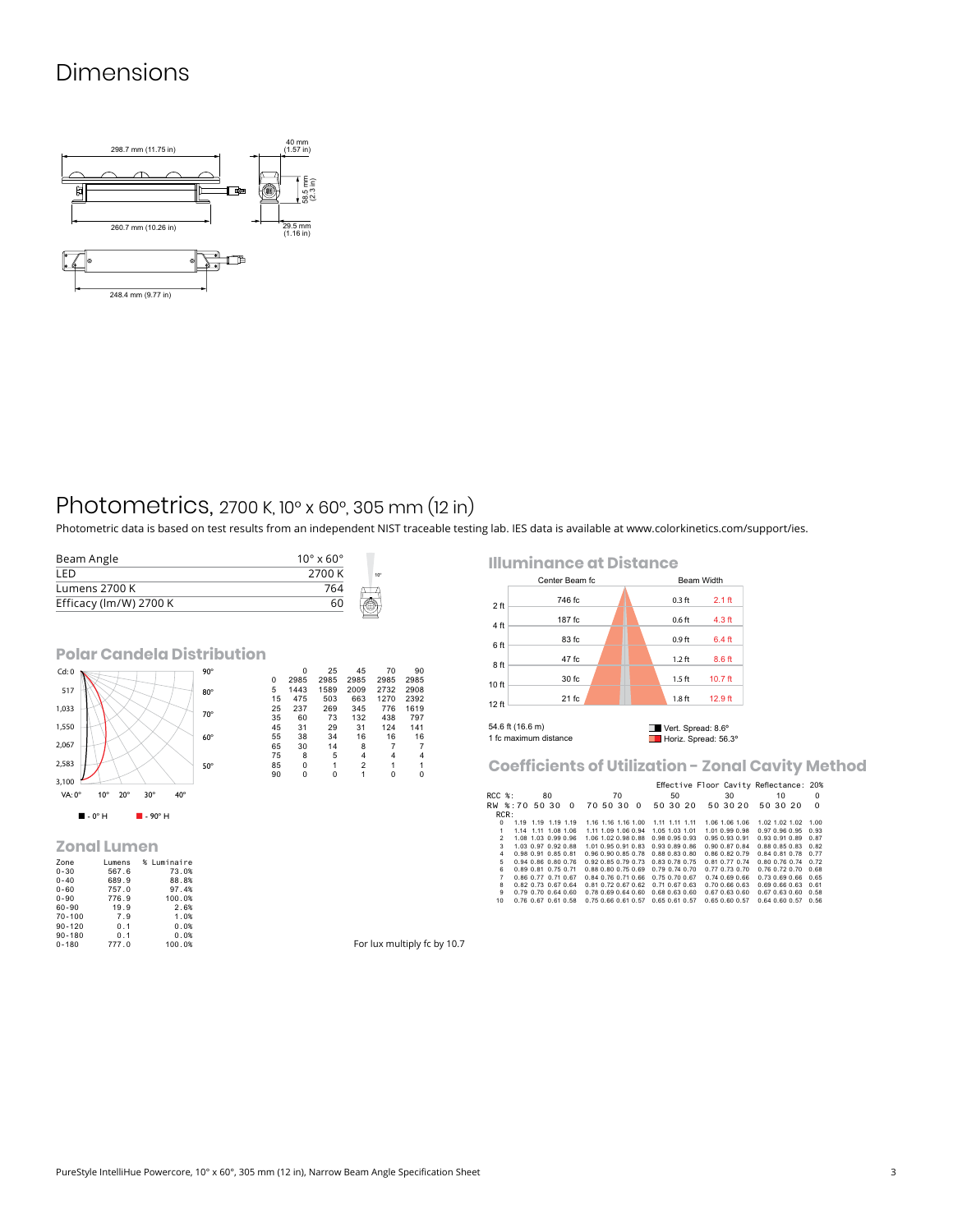# Dimensions

298.7 mm (11.75 in)

40 mm (1.57 in)

58.5 mm (2.3 in)

260.7 mm (10.26 in)

29.5 mm (1.16 in)

248.4 mm (9.77 in)

# Photometrics, 2700 K, 10° x 60°, 305 mm (12 in)

Photometric data is based on test results from an independent NIST traceable testing lab. IES data is available at www.colorkinetics.com/support/ies.

| | |
|---|---|
| Beam Angle | 10° x 60° |
| LED | 2700 K |
| Lumens 2700 K | 764 |
| Efficacy (lm/W) 2700 K | 60 |

## Polar Candela Distribution

| | 0 | 25 | 45 | 70 | 90 |
|---|---|---|---|---|---|
| 0 | 2985 | 2985 | 2985 | 2985 | 2985 |
| 5 | 1443 | 1589 | 2009 | 2732 | 2908 |
| 15 | 475 | 503 | 663 | 1270 | 2392 |
| 25 | 237 | 269 | 345 | 776 | 1619 |
| 35 | 60 | 73 | 132 | 438 | 797 |
| 45 | 31 | 29 | 31 | 124 | 141 |
| 55 | 38 | 34 | 16 | 16 | 16 |
| 65 | 30 | 14 | 8 | 7 | 7 |
| 75 | 8 | 5 | 4 | 4 | 4 |
| 85 | 0 | 1 | 2 | 1 | 1 |
| 90 | 0 | 0 | 1 | 0 | 0 |

■ - 0° H ■ - 90° H

## Zonal Lumen

| Zone | Lumens | % Luminaire |
|---|---|---|
| 0-30 | 567.6 | 73.0% |
| 0-40 | 689.9 | 88.8% |
| 0-60 | 757.0 | 97.4% |
| 0-90 | 776.9 | 100.0% |
| 60-90 | 19.9 | 2.6% |
| 70-100 | 7.9 | 1.0% |
| 90-120 | 0.1 | 0.0% |
| 90-180 | 0.1 | 0.0% |
| 0-180 | 777.0 | 100.0% |

## Illuminance at Distance

| Distance | Center Beam fc | Beam Width (Vert.) | Beam Width (Horiz.) |
|---|---|---|---|
| 2 ft | 746 fc | 0.3 ft | 2.1 ft |
| 4 ft | 187 fc | 0.6 ft | 4.3 ft |
| 6 ft | 83 fc | 0.9 ft | 6.4 ft |
| 8 ft | 47 fc | 1.2 ft | 8.6 ft |
| 10 ft | 30 fc | 1.5 ft | 10.7 ft |
| 12 ft | 21 fc | 1.8 ft | 12.9 ft |

54.6 ft (16.6 m)
1 fc maximum distance

Vert. Spread: 8.6°
Horiz. Spread: 56.3°

## Coefficients of Utilization - Zonal Cavity Method

Effective Floor Cavity Reflectance: 20%

| RCC %: | 80 | | | | 70 | | | | 50 | | | 30 | | | 10 | | | 0 |
|---|---|---|---|---|---|---|---|---|---|---|---|---|---|---|---|---|---|---|
| RW %: | 70 | 50 | 30 | 0 | 70 | 50 | 30 | 0 | 50 | 30 | 20 | 50 | 30 | 20 | 50 | 30 | 20 | 0 |
| RCR: 0 | 1.19 | 1.19 | 1.19 | 1.19 | 1.16 | 1.16 | 1.16 | 1.00 | 1.11 | 1.11 | 1.11 | 1.06 | 1.06 | 1.06 | 1.02 | 1.02 | 1.02 | 1.00 |
| 1 | 1.14 | 1.11 | 1.08 | 1.06 | 1.11 | 1.09 | 1.06 | 0.94 | 1.05 | 1.03 | 1.01 | 1.01 | 0.99 | 0.98 | 0.97 | 0.96 | 0.95 | 0.93 |
| 2 | 1.08 | 1.03 | 0.99 | 0.96 | 1.06 | 1.02 | 0.98 | 0.88 | 0.98 | 0.95 | 0.93 | 0.95 | 0.93 | 0.91 | 0.93 | 0.91 | 0.89 | 0.87 |
| 3 | 1.03 | 0.97 | 0.92 | 0.88 | 1.01 | 0.95 | 0.91 | 0.83 | 0.93 | 0.89 | 0.86 | 0.90 | 0.87 | 0.84 | 0.88 | 0.85 | 0.83 | 0.82 |
| 4 | 0.98 | 0.91 | 0.85 | 0.81 | 0.96 | 0.90 | 0.85 | 0.78 | 0.88 | 0.83 | 0.80 | 0.86 | 0.82 | 0.79 | 0.84 | 0.81 | 0.78 | 0.77 |
| 5 | 0.94 | 0.86 | 0.80 | 0.76 | 0.92 | 0.85 | 0.79 | 0.73 | 0.83 | 0.78 | 0.75 | 0.81 | 0.77 | 0.74 | 0.80 | 0.76 | 0.74 | 0.72 |
| 6 | 0.89 | 0.81 | 0.75 | 0.71 | 0.88 | 0.80 | 0.75 | 0.69 | 0.79 | 0.74 | 0.70 | 0.77 | 0.73 | 0.70 | 0.76 | 0.72 | 0.70 | 0.68 |
| 7 | 0.86 | 0.77 | 0.71 | 0.67 | 0.84 | 0.76 | 0.71 | 0.66 | 0.75 | 0.70 | 0.67 | 0.74 | 0.69 | 0.66 | 0.73 | 0.69 | 0.66 | 0.65 |
| 8 | 0.82 | 0.73 | 0.67 | 0.64 | 0.81 | 0.72 | 0.67 | 0.62 | 0.71 | 0.67 | 0.63 | 0.70 | 0.66 | 0.63 | 0.69 | 0.66 | 0.63 | 0.61 |
| 9 | 0.79 | 0.70 | 0.64 | 0.60 | 0.78 | 0.69 | 0.64 | 0.60 | 0.68 | 0.63 | 0.60 | 0.67 | 0.63 | 0.60 | 0.67 | 0.63 | 0.60 | 0.58 |
| 10 | 0.76 | 0.67 | 0.61 | 0.58 | 0.75 | 0.66 | 0.61 | 0.57 | 0.65 | 0.61 | 0.57 | 0.65 | 0.60 | 0.57 | 0.64 | 0.60 | 0.57 | 0.56 |

For lux multiply fc by 10.7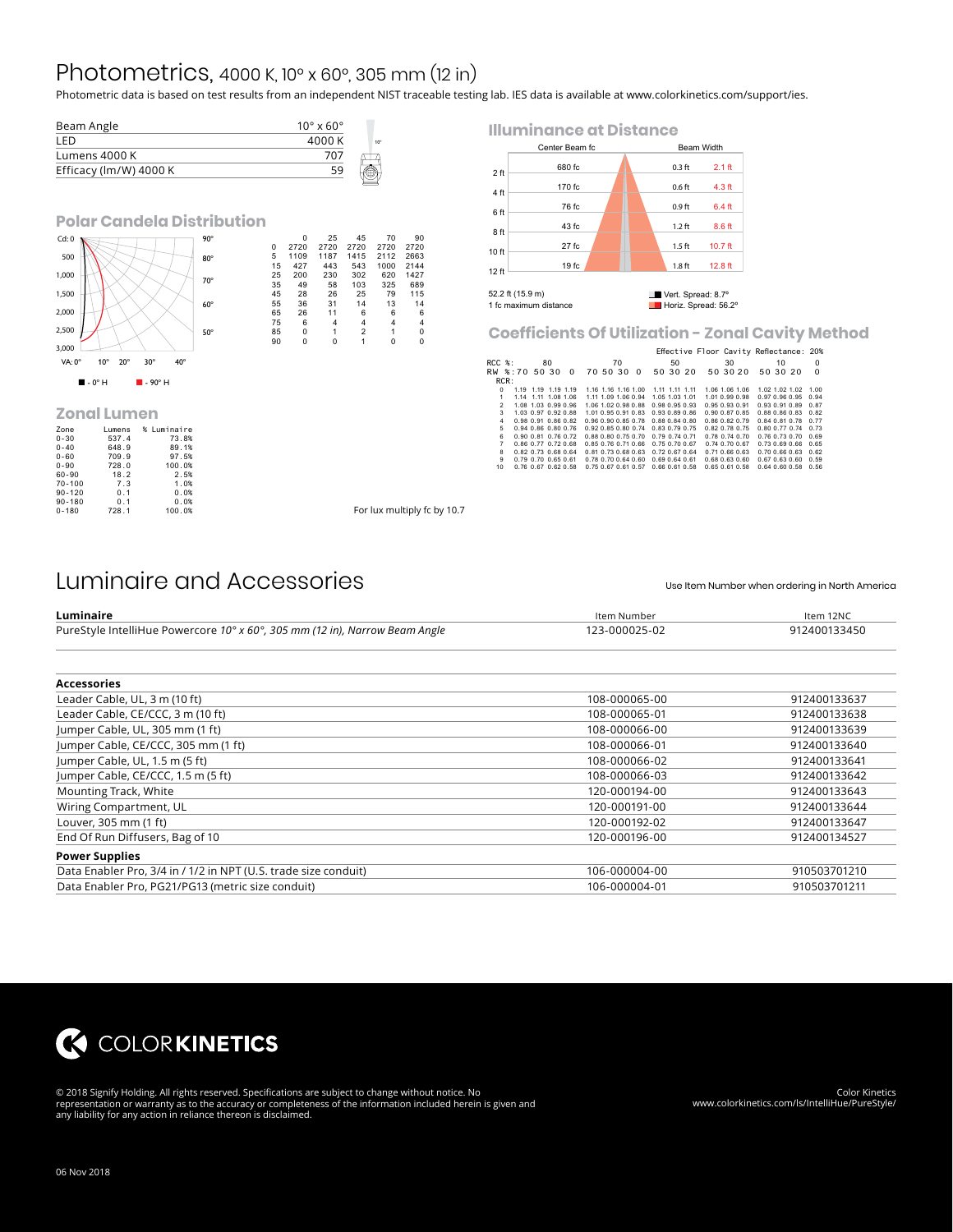# Photometrics, 4000 K, 10° x 60°, 305 mm (12 in)

Photometric data is based on test results from an independent NIST traceable testing lab. IES data is available at www.colorkinetics.com/support/ies.

| | |
|---|---|
| Beam Angle | 10° x 60° |
| LED | 4000 K |
| Lumens 4000 K | 707 |
| Efficacy (lm/W) 4000 K | 59 |

## Polar Candela Distribution

Cd: 0
500
1,000
1,500
2,000
2,500
3,000
VA: 0° 10° 20° 30° 40°
90° 80° 70° 60° 50°
■ - 0° H ■ - 90° H

| | 0 | 25 | 45 | 70 | 90 |
|---|---|---|---|---|---|
| 0 | 2720 | 2720 | 2720 | 2720 | 2720 |
| 5 | 1109 | 1187 | 1415 | 2112 | 2663 |
| 15 | 427 | 443 | 543 | 1000 | 2144 |
| 25 | 200 | 230 | 302 | 620 | 1427 |
| 35 | 49 | 58 | 103 | 325 | 689 |
| 45 | 28 | 26 | 25 | 79 | 115 |
| 55 | 36 | 31 | 14 | 13 | 14 |
| 65 | 26 | 11 | 6 | 6 | 6 |
| 75 | 6 | 4 | 4 | 4 | 4 |
| 85 | 0 | 1 | 2 | 1 | 0 |
| 90 | 0 | 0 | 1 | 0 | 0 |

## Zonal Lumen

| Zone | Lumens | % Luminaire |
|---|---|---|
| 0-30 | 537.4 | 73.8% |
| 0-40 | 648.9 | 89.1% |
| 0-60 | 709.9 | 97.5% |
| 0-90 | 728.0 | 100.0% |
| 60-90 | 18.2 | 2.5% |
| 70-100 | 7.3 | 1.0% |
| 90-120 | 0.1 | 0.0% |
| 90-180 | 0.1 | 0.0% |
| 0-180 | 728.1 | 100.0% |

## Illuminance at Distance

Center Beam fc
Beam Width
2 ft 680 fc 0.3 ft 2.1 ft
4 ft 170 fc 0.6 ft 4.3 ft
6 ft 76 fc 0.9 ft 6.4 ft
8 ft 43 fc 1.2 ft 8.6 ft
10 ft 27 fc 1.5 ft 10.7 ft
12 ft 19 fc 1.8 ft 12.8 ft

52.2 ft (15.9 m)
1 fc maximum distance

Vert. Spread: 8.7°
Horiz. Spread: 56.2°

## Coefficients Of Utilization - Zonal Cavity Method

Effective Floor Cavity Reflectance: 20%

| RCC %: | 80 | | | | 70 | | | | 50 | | | 30 | | | 10 | | | 0 |
|---|---|---|---|---|---|---|---|---|---|---|---|---|---|---|---|---|---|---|
| RW %: | 70 | 50 | 30 | 0 | 70 | 50 | 30 | 0 | 50 | 30 | 20 | 50 | 30 | 20 | 50 | 30 | 20 | 0 |
| RCR: | | | | | | | | | | | | | | | | | | |
| 0 | 1.19 | 1.19 | 1.19 | 1.19 | 1.16 | 1.16 | 1.16 | 1.00 | 1.11 | 1.11 | 1.11 | 1.06 | 1.06 | 1.06 | 1.02 | 1.02 | 1.02 | 1.00 |
| 1 | 1.14 | 1.11 | 1.08 | 1.06 | 1.11 | 1.09 | 1.06 | 0.94 | 1.05 | 1.03 | 1.01 | 1.01 | 0.99 | 0.98 | 0.97 | 0.96 | 0.95 | 0.94 |
| 2 | 1.08 | 1.03 | 0.99 | 0.96 | 1.06 | 1.02 | 0.98 | 0.88 | 0.98 | 0.95 | 0.93 | 0.95 | 0.93 | 0.91 | 0.93 | 0.91 | 0.89 | 0.87 |
| 3 | 1.03 | 0.97 | 0.92 | 0.88 | 1.01 | 0.95 | 0.91 | 0.83 | 0.93 | 0.89 | 0.86 | 0.90 | 0.87 | 0.85 | 0.88 | 0.86 | 0.83 | 0.82 |
| 4 | 0.98 | 0.91 | 0.86 | 0.82 | 0.96 | 0.90 | 0.85 | 0.78 | 0.88 | 0.84 | 0.80 | 0.86 | 0.82 | 0.79 | 0.84 | 0.81 | 0.78 | 0.77 |
| 5 | 0.94 | 0.86 | 0.80 | 0.76 | 0.92 | 0.85 | 0.80 | 0.74 | 0.83 | 0.79 | 0.75 | 0.82 | 0.78 | 0.75 | 0.80 | 0.77 | 0.74 | 0.73 |
| 6 | 0.90 | 0.81 | 0.76 | 0.72 | 0.88 | 0.80 | 0.75 | 0.70 | 0.79 | 0.74 | 0.71 | 0.78 | 0.74 | 0.70 | 0.76 | 0.73 | 0.70 | 0.69 |
| 7 | 0.86 | 0.77 | 0.72 | 0.68 | 0.85 | 0.76 | 0.71 | 0.66 | 0.75 | 0.70 | 0.67 | 0.74 | 0.70 | 0.67 | 0.73 | 0.69 | 0.66 | 0.65 |
| 8 | 0.82 | 0.73 | 0.68 | 0.64 | 0.81 | 0.73 | 0.68 | 0.63 | 0.72 | 0.67 | 0.64 | 0.71 | 0.66 | 0.63 | 0.70 | 0.66 | 0.63 | 0.62 |
| 9 | 0.79 | 0.70 | 0.65 | 0.61 | 0.78 | 0.70 | 0.64 | 0.60 | 0.69 | 0.64 | 0.61 | 0.68 | 0.63 | 0.60 | 0.67 | 0.63 | 0.60 | 0.59 |
| 10 | 0.76 | 0.67 | 0.62 | 0.58 | 0.75 | 0.67 | 0.61 | 0.57 | 0.66 | 0.61 | 0.58 | 0.65 | 0.61 | 0.58 | 0.64 | 0.60 | 0.58 | 0.56 |

For lux multiply fc by 10.7

# Luminaire and Accessories

Use Item Number when ordering in North America

| **Luminaire** | Item Number | Item 12NC |
|---|---|---|
| PureStyle IntelliHue Powercore *10° x 60°, 305 mm (12 in), Narrow Beam Angle* | 123-000025-02 | 912400133450 |

| **Accessories** | | |
|---|---|---|
| Leader Cable, UL, 3 m (10 ft) | 108-000065-00 | 912400133637 |
| Leader Cable, CE/CCC, 3 m (10 ft) | 108-000065-01 | 912400133638 |
| Jumper Cable, UL, 305 mm (1 ft) | 108-000066-00 | 912400133639 |
| Jumper Cable, CE/CCC, 305 mm (1 ft) | 108-000066-01 | 912400133640 |
| Jumper Cable, UL, 1.5 m (5 ft) | 108-000066-02 | 912400133641 |
| Jumper Cable, CE/CCC, 1.5 m (5 ft) | 108-000066-03 | 912400133642 |
| Mounting Track, White | 120-000194-00 | 912400133643 |
| Wiring Compartment, UL | 120-000191-00 | 912400133644 |
| Louver, 305 mm (1 ft) | 120-000192-02 | 912400133647 |
| End Of Run Diffusers, Bag of 10 | 120-000196-00 | 912400134527 |
| **Power Supplies** | | |
| Data Enabler Pro, 3/4 in / 1/2 in NPT (U.S. trade size conduit) | 106-000004-00 | 910503701210 |
| Data Enabler Pro, PG21/PG13 (metric size conduit) | 106-000004-01 | 910503701211 |

COLORKINETICS

© 2018 Signify Holding. All rights reserved. Specifications are subject to change without notice. No representation or warranty as to the accuracy or completeness of the information included herein is given and any liability for any action in reliance thereon is disclaimed.

Color Kinetics
www.colorkinetics.com/ls/IntelliHue/PureStyle/

06 Nov 2018